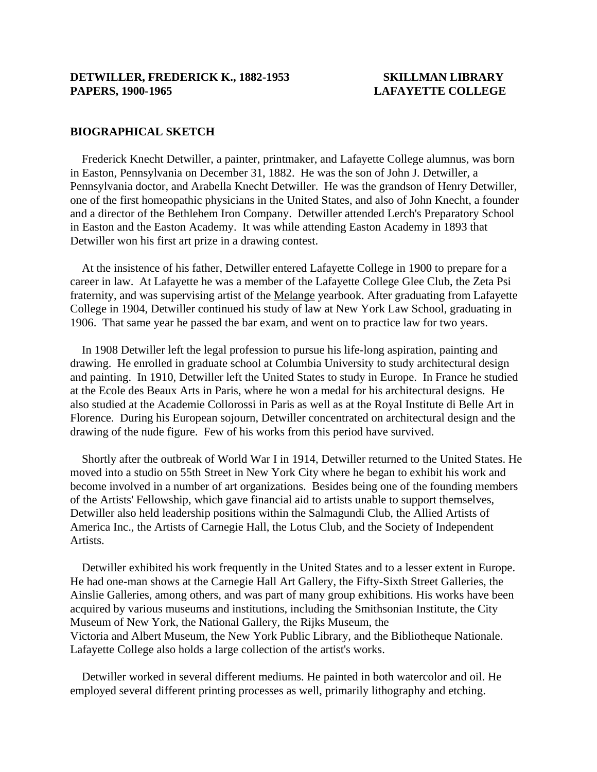**DETWILLER, FREDERICK K., 1882-1953**
**PAPERS, 1900-1965**

**SKILLMAN LIBRARY**
**LAFAYETTE COLLEGE**

## BIOGRAPHICAL SKETCH

Frederick Knecht Detwiller, a painter, printmaker, and Lafayette College alumnus, was born in Easton, Pennsylvania on December 31, 1882. He was the son of John J. Detwiller, a Pennsylvania doctor, and Arabella Knecht Detwiller. He was the grandson of Henry Detwiller, one of the first homeopathic physicians in the United States, and also of John Knecht, a founder and a director of the Bethlehem Iron Company. Detwiller attended Lerch's Preparatory School in Easton and the Easton Academy. It was while attending Easton Academy in 1893 that Detwiller won his first art prize in a drawing contest.

At the insistence of his father, Detwiller entered Lafayette College in 1900 to prepare for a career in law. At Lafayette he was a member of the Lafayette College Glee Club, the Zeta Psi fraternity, and was supervising artist of the Melange yearbook. After graduating from Lafayette College in 1904, Detwiller continued his study of law at New York Law School, graduating in 1906. That same year he passed the bar exam, and went on to practice law for two years.

In 1908 Detwiller left the legal profession to pursue his life-long aspiration, painting and drawing. He enrolled in graduate school at Columbia University to study architectural design and painting. In 1910, Detwiller left the United States to study in Europe. In France he studied at the Ecole des Beaux Arts in Paris, where he won a medal for his architectural designs. He also studied at the Academie Collorossi in Paris as well as at the Royal Institute di Belle Art in Florence. During his European sojourn, Detwiller concentrated on architectural design and the drawing of the nude figure. Few of his works from this period have survived.

Shortly after the outbreak of World War I in 1914, Detwiller returned to the United States. He moved into a studio on 55th Street in New York City where he began to exhibit his work and become involved in a number of art organizations. Besides being one of the founding members of the Artists' Fellowship, which gave financial aid to artists unable to support themselves, Detwiller also held leadership positions within the Salmagundi Club, the Allied Artists of America Inc., the Artists of Carnegie Hall, the Lotus Club, and the Society of Independent Artists.

Detwiller exhibited his work frequently in the United States and to a lesser extent in Europe. He had one-man shows at the Carnegie Hall Art Gallery, the Fifty-Sixth Street Galleries, the Ainslie Galleries, among others, and was part of many group exhibitions. His works have been acquired by various museums and institutions, including the Smithsonian Institute, the City Museum of New York, the National Gallery, the Rijks Museum, the Victoria and Albert Museum, the New York Public Library, and the Bibliotheque Nationale. Lafayette College also holds a large collection of the artist's works.

Detwiller worked in several different mediums. He painted in both watercolor and oil. He employed several different printing processes as well, primarily lithography and etching.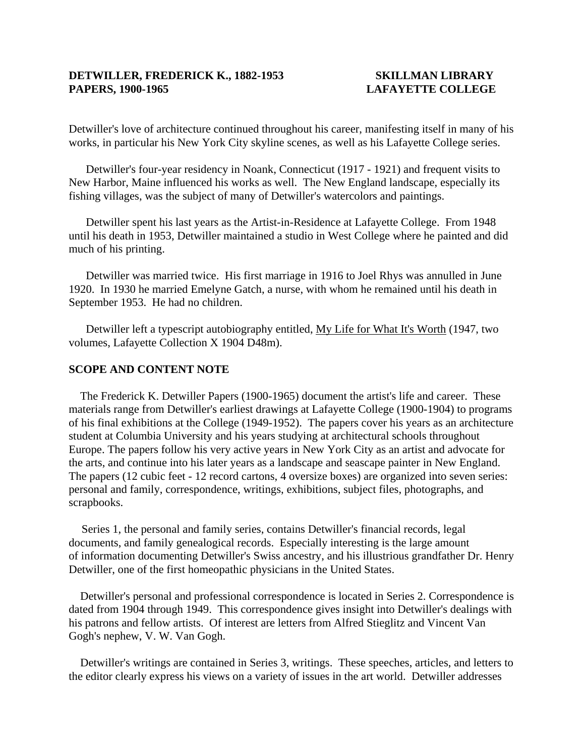Detwiller's love of architecture continued throughout his career, manifesting itself in many of his works, in particular his New York City skyline scenes, as well as his Lafayette College series.

Detwiller's four-year residency in Noank, Connecticut (1917 - 1921) and frequent visits to New Harbor, Maine influenced his works as well. The New England landscape, especially its fishing villages, was the subject of many of Detwiller's watercolors and paintings.

Detwiller spent his last years as the Artist-in-Residence at Lafayette College. From 1948 until his death in 1953, Detwiller maintained a studio in West College where he painted and did much of his printing.

Detwiller was married twice. His first marriage in 1916 to Joel Rhys was annulled in June 1920. In 1930 he married Emelyne Gatch, a nurse, with whom he remained until his death in September 1953. He had no children.

Detwiller left a typescript autobiography entitled, My Life for What It's Worth (1947, two volumes, Lafayette Collection X 1904 D48m).

## SCOPE AND CONTENT NOTE

The Frederick K. Detwiller Papers (1900-1965) document the artist's life and career. These materials range from Detwiller's earliest drawings at Lafayette College (1900-1904) to programs of his final exhibitions at the College (1949-1952). The papers cover his years as an architecture student at Columbia University and his years studying at architectural schools throughout Europe. The papers follow his very active years in New York City as an artist and advocate for the arts, and continue into his later years as a landscape and seascape painter in New England. The papers (12 cubic feet - 12 record cartons, 4 oversize boxes) are organized into seven series: personal and family, correspondence, writings, exhibitions, subject files, photographs, and scrapbooks.

Series 1, the personal and family series, contains Detwiller's financial records, legal documents, and family genealogical records. Especially interesting is the large amount of information documenting Detwiller's Swiss ancestry, and his illustrious grandfather Dr. Henry Detwiller, one of the first homeopathic physicians in the United States.

Detwiller's personal and professional correspondence is located in Series 2. Correspondence is dated from 1904 through 1949. This correspondence gives insight into Detwiller's dealings with his patrons and fellow artists. Of interest are letters from Alfred Stieglitz and Vincent Van Gogh's nephew, V. W. Van Gogh.

Detwiller's writings are contained in Series 3, writings. These speeches, articles, and letters to the editor clearly express his views on a variety of issues in the art world. Detwiller addresses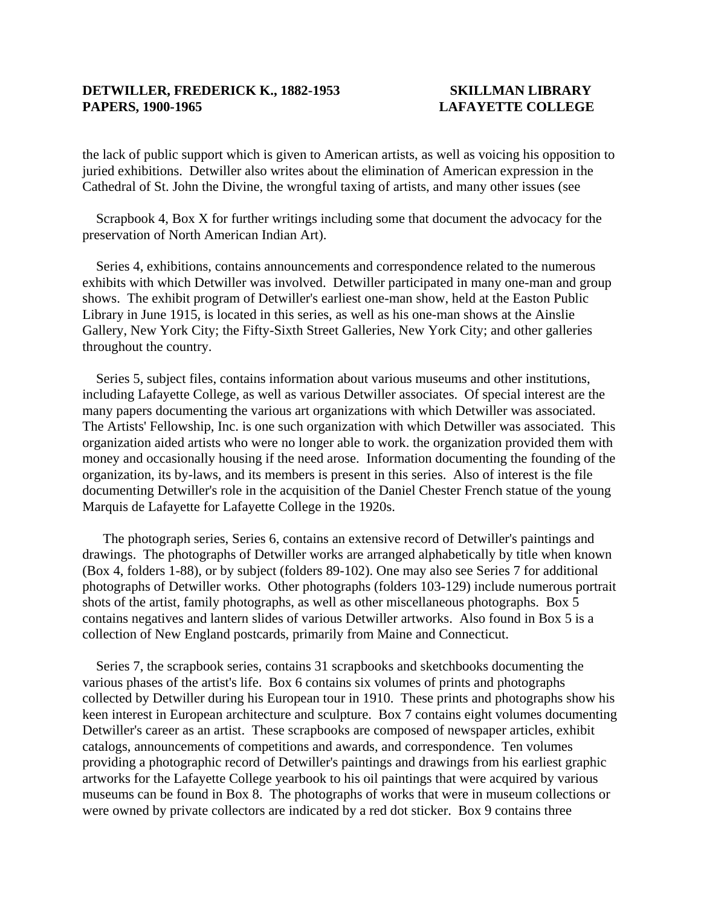the lack of public support which is given to American artists, as well as voicing his opposition to juried exhibitions. Detwiller also writes about the elimination of American expression in the Cathedral of St. John the Divine, the wrongful taxing of artists, and many other issues (see

Scrapbook 4, Box X for further writings including some that document the advocacy for the preservation of North American Indian Art).

Series 4, exhibitions, contains announcements and correspondence related to the numerous exhibits with which Detwiller was involved. Detwiller participated in many one-man and group shows. The exhibit program of Detwiller's earliest one-man show, held at the Easton Public Library in June 1915, is located in this series, as well as his one-man shows at the Ainslie Gallery, New York City; the Fifty-Sixth Street Galleries, New York City; and other galleries throughout the country.

Series 5, subject files, contains information about various museums and other institutions, including Lafayette College, as well as various Detwiller associates. Of special interest are the many papers documenting the various art organizations with which Detwiller was associated. The Artists' Fellowship, Inc. is one such organization with which Detwiller was associated. This organization aided artists who were no longer able to work. the organization provided them with money and occasionally housing if the need arose. Information documenting the founding of the organization, its by-laws, and its members is present in this series. Also of interest is the file documenting Detwiller's role in the acquisition of the Daniel Chester French statue of the young Marquis de Lafayette for Lafayette College in the 1920s.

The photograph series, Series 6, contains an extensive record of Detwiller's paintings and drawings. The photographs of Detwiller works are arranged alphabetically by title when known (Box 4, folders 1-88), or by subject (folders 89-102). One may also see Series 7 for additional photographs of Detwiller works. Other photographs (folders 103-129) include numerous portrait shots of the artist, family photographs, as well as other miscellaneous photographs. Box 5 contains negatives and lantern slides of various Detwiller artworks. Also found in Box 5 is a collection of New England postcards, primarily from Maine and Connecticut.

Series 7, the scrapbook series, contains 31 scrapbooks and sketchbooks documenting the various phases of the artist's life. Box 6 contains six volumes of prints and photographs collected by Detwiller during his European tour in 1910. These prints and photographs show his keen interest in European architecture and sculpture. Box 7 contains eight volumes documenting Detwiller's career as an artist. These scrapbooks are composed of newspaper articles, exhibit catalogs, announcements of competitions and awards, and correspondence. Ten volumes providing a photographic record of Detwiller's paintings and drawings from his earliest graphic artworks for the Lafayette College yearbook to his oil paintings that were acquired by various museums can be found in Box 8. The photographs of works that were in museum collections or were owned by private collectors are indicated by a red dot sticker. Box 9 contains three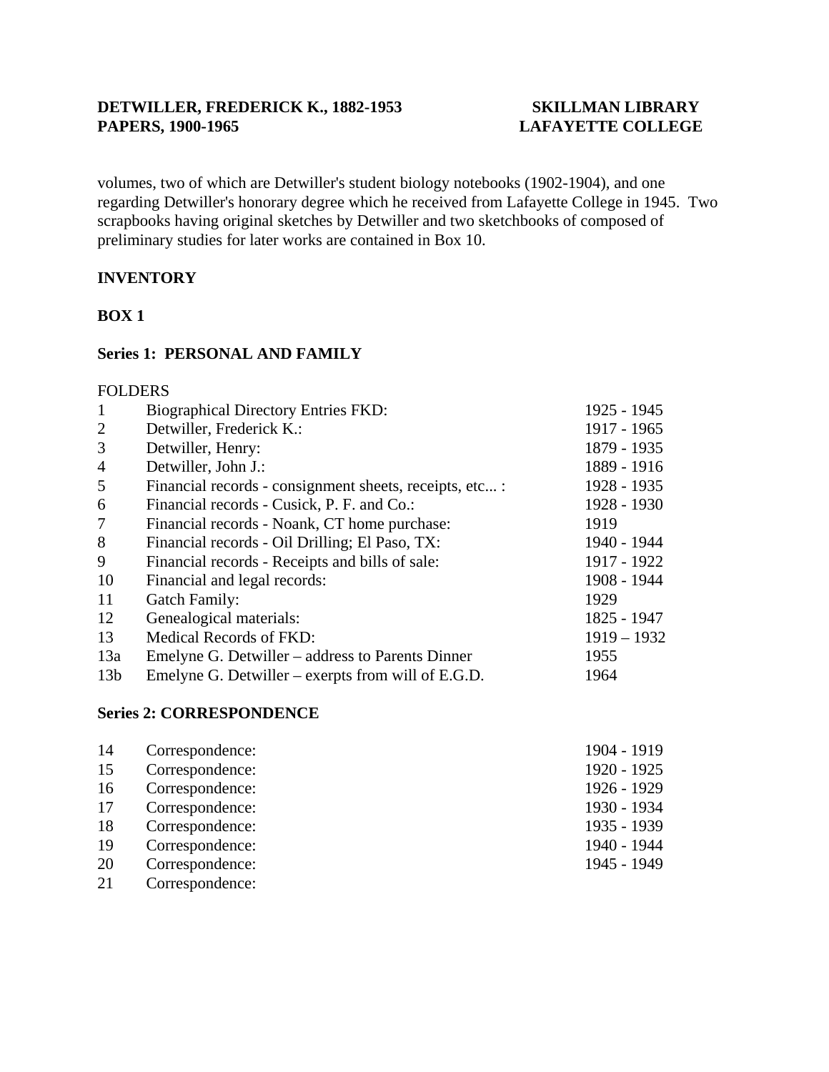volumes, two of which are Detwiller's student biology notebooks (1902-1904), and one regarding Detwiller's honorary degree which he received from Lafayette College in 1945. Two scrapbooks having original sketches by Detwiller and two sketchbooks of composed of preliminary studies for later works are contained in Box 10.

## INVENTORY

### BOX 1

### Series 1: PERSONAL AND FAMILY

FOLDERS

| | | |
|---|---|---|
| 1 | Biographical Directory Entries FKD: | 1925 - 1945 |
| 2 | Detwiller, Frederick K.: | 1917 - 1965 |
| 3 | Detwiller, Henry: | 1879 - 1935 |
| 4 | Detwiller, John J.: | 1889 - 1916 |
| 5 | Financial records - consignment sheets, receipts, etc... : | 1928 - 1935 |
| 6 | Financial records - Cusick, P. F. and Co.: | 1928 - 1930 |
| 7 | Financial records - Noank, CT home purchase: | 1919 |
| 8 | Financial records - Oil Drilling; El Paso, TX: | 1940 - 1944 |
| 9 | Financial records - Receipts and bills of sale: | 1917 - 1922 |
| 10 | Financial and legal records: | 1908 - 1944 |
| 11 | Gatch Family: | 1929 |
| 12 | Genealogical materials: | 1825 - 1947 |
| 13 | Medical Records of FKD: | 1919 – 1932 |
| 13a | Emelyne G. Detwiller – address to Parents Dinner | 1955 |
| 13b | Emelyne G. Detwiller – exerpts from will of E.G.D. | 1964 |

### Series 2: CORRESPONDENCE

| | | |
|---|---|---|
| 14 | Correspondence: | 1904 - 1919 |
| 15 | Correspondence: | 1920 - 1925 |
| 16 | Correspondence: | 1926 - 1929 |
| 17 | Correspondence: | 1930 - 1934 |
| 18 | Correspondence: | 1935 - 1939 |
| 19 | Correspondence: | 1940 - 1944 |
| 20 | Correspondence: | 1945 - 1949 |
| 21 | Correspondence: | |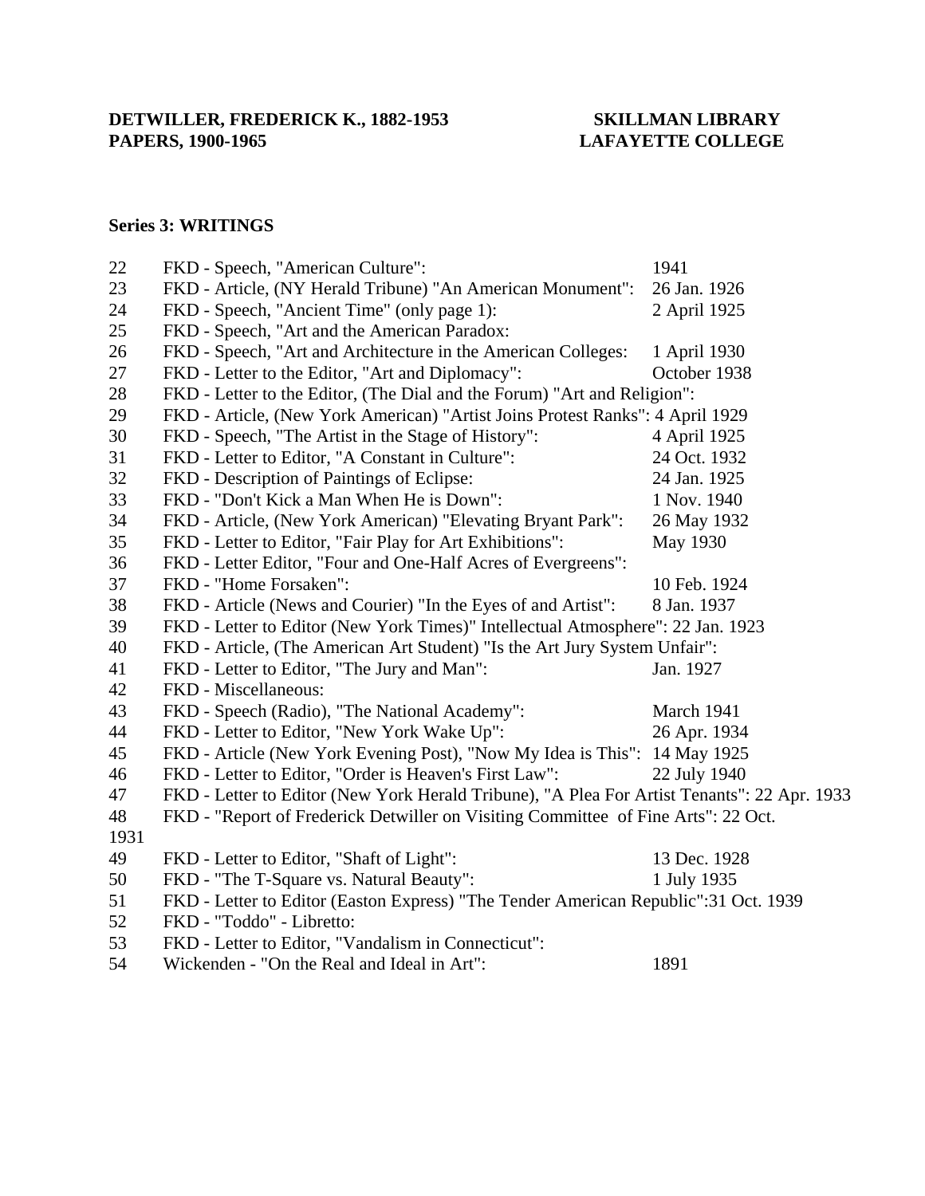**DETWILLER, FREDERICK K., 1882-1953 SKILLMAN LIBRARY**
**PAPERS, 1900-1965 LAFAYETTE COLLEGE**

**Series 3: WRITINGS**

| | | |
|---|---|---|
| 22 | FKD - Speech, "American Culture": | 1941 |
| 23 | FKD - Article, (NY Herald Tribune) "An American Monument": | 26 Jan. 1926 |
| 24 | FKD - Speech, "Ancient Time" (only page 1): | 2 April 1925 |
| 25 | FKD - Speech, "Art and the American Paradox: | |
| 26 | FKD - Speech, "Art and Architecture in the American Colleges: | 1 April 1930 |
| 27 | FKD - Letter to the Editor, "Art and Diplomacy": | October 1938 |
| 28 | FKD - Letter to the Editor, (The Dial and the Forum) "Art and Religion": | |
| 29 | FKD - Article, (New York American) "Artist Joins Protest Ranks": | 4 April 1929 |
| 30 | FKD - Speech, "The Artist in the Stage of History": | 4 April 1925 |
| 31 | FKD - Letter to Editor, "A Constant in Culture": | 24 Oct. 1932 |
| 32 | FKD - Description of Paintings of Eclipse: | 24 Jan. 1925 |
| 33 | FKD - "Don't Kick a Man When He is Down": | 1 Nov. 1940 |
| 34 | FKD - Article, (New York American) "Elevating Bryant Park": | 26 May 1932 |
| 35 | FKD - Letter to Editor, "Fair Play for Art Exhibitions": | May 1930 |
| 36 | FKD - Letter Editor, "Four and One-Half Acres of Evergreens": | |
| 37 | FKD - "Home Forsaken": | 10 Feb. 1924 |
| 38 | FKD - Article (News and Courier) "In the Eyes of and Artist": | 8 Jan. 1937 |
| 39 | FKD - Letter to Editor (New York Times)" Intellectual Atmosphere": | 22 Jan. 1923 |
| 40 | FKD - Article, (The American Art Student) "Is the Art Jury System Unfair": | |
| 41 | FKD - Letter to Editor, "The Jury and Man": | Jan. 1927 |
| 42 | FKD - Miscellaneous: | |
| 43 | FKD - Speech (Radio), "The National Academy": | March 1941 |
| 44 | FKD - Letter to Editor, "New York Wake Up": | 26 Apr. 1934 |
| 45 | FKD - Article (New York Evening Post), "Now My Idea is This": | 14 May 1925 |
| 46 | FKD - Letter to Editor, "Order is Heaven's First Law": | 22 July 1940 |
| 47 | FKD - Letter to Editor (New York Herald Tribune), "A Plea For Artist Tenants": | 22 Apr. 1933 |
| 48 | FKD - "Report of Frederick Detwiller on Visiting Committee of Fine Arts": | 22 Oct. 1931 |
| 49 | FKD - Letter to Editor, "Shaft of Light": | 13 Dec. 1928 |
| 50 | FKD - "The T-Square vs. Natural Beauty": | 1 July 1935 |
| 51 | FKD - Letter to Editor (Easton Express) "The Tender American Republic": | 31 Oct. 1939 |
| 52 | FKD - "Toddo" - Libretto: | |
| 53 | FKD - Letter to Editor, "Vandalism in Connecticut": | |
| 54 | Wickenden - "On the Real and Ideal in Art": | 1891 |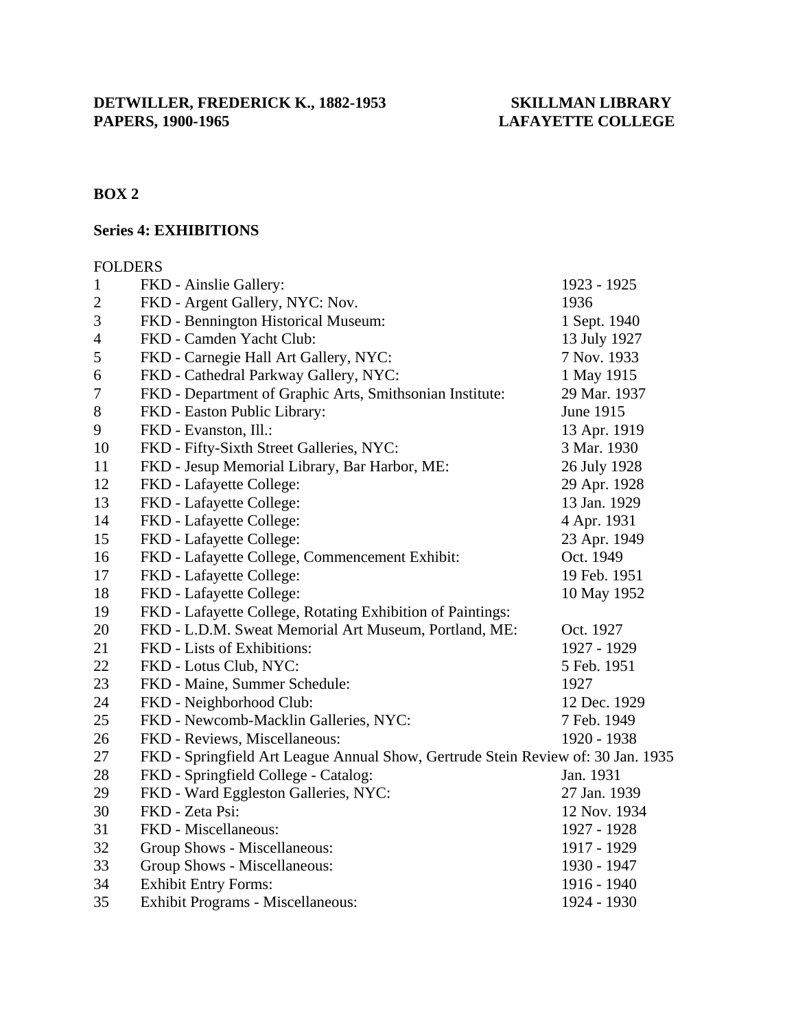**DETWILLER, FREDERICK K., 1882-1953**
**PAPERS, 1900-1965**

**SKILLMAN LIBRARY**
**LAFAYETTE COLLEGE**

**BOX 2**

**Series 4: EXHIBITIONS**

| FOLDERS | | |
|---|---|---|
| 1 | FKD - Ainslie Gallery: | 1923 - 1925 |
| 2 | FKD - Argent Gallery, NYC: Nov. | 1936 |
| 3 | FKD - Bennington Historical Museum: | 1 Sept. 1940 |
| 4 | FKD - Camden Yacht Club: | 13 July 1927 |
| 5 | FKD - Carnegie Hall Art Gallery, NYC: | 7 Nov. 1933 |
| 6 | FKD - Cathedral Parkway Gallery, NYC: | 1 May 1915 |
| 7 | FKD - Department of Graphic Arts, Smithsonian Institute: | 29 Mar. 1937 |
| 8 | FKD - Easton Public Library: | June 1915 |
| 9 | FKD - Evanston, Ill.: | 13 Apr. 1919 |
| 10 | FKD - Fifty-Sixth Street Galleries, NYC: | 3 Mar. 1930 |
| 11 | FKD - Jesup Memorial Library, Bar Harbor, ME: | 26 July 1928 |
| 12 | FKD - Lafayette College: | 29 Apr. 1928 |
| 13 | FKD - Lafayette College: | 13 Jan. 1929 |
| 14 | FKD - Lafayette College: | 4 Apr. 1931 |
| 15 | FKD - Lafayette College: | 23 Apr. 1949 |
| 16 | FKD - Lafayette College, Commencement Exhibit: | Oct. 1949 |
| 17 | FKD - Lafayette College: | 19 Feb. 1951 |
| 18 | FKD - Lafayette College: | 10 May 1952 |
| 19 | FKD - Lafayette College, Rotating Exhibition of Paintings: | |
| 20 | FKD - L.D.M. Sweat Memorial Art Museum, Portland, ME: | Oct. 1927 |
| 21 | FKD - Lists of Exhibitions: | 1927 - 1929 |
| 22 | FKD - Lotus Club, NYC: | 5 Feb. 1951 |
| 23 | FKD - Maine, Summer Schedule: | 1927 |
| 24 | FKD - Neighborhood Club: | 12 Dec. 1929 |
| 25 | FKD - Newcomb-Macklin Galleries, NYC: | 7 Feb. 1949 |
| 26 | FKD - Reviews, Miscellaneous: | 1920 - 1938 |
| 27 | FKD - Springfield Art League Annual Show, Gertrude Stein Review of: | 30 Jan. 1935 |
| 28 | FKD - Springfield College - Catalog: | Jan. 1931 |
| 29 | FKD - Ward Eggleston Galleries, NYC: | 27 Jan. 1939 |
| 30 | FKD - Zeta Psi: | 12 Nov. 1934 |
| 31 | FKD - Miscellaneous: | 1927 - 1928 |
| 32 | Group Shows - Miscellaneous: | 1917 - 1929 |
| 33 | Group Shows - Miscellaneous: | 1930 - 1947 |
| 34 | Exhibit Entry Forms: | 1916 - 1940 |
| 35 | Exhibit Programs - Miscellaneous: | 1924 - 1930 |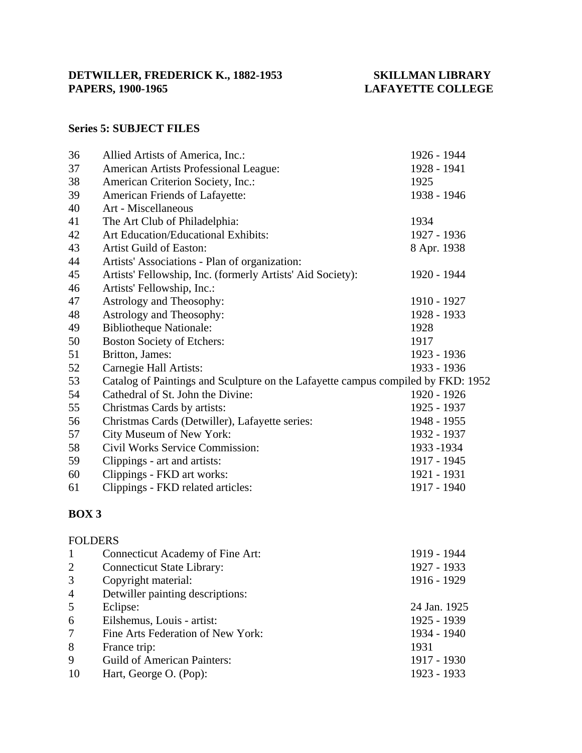**DETWILLER, FREDERICK K., 1882-1953**
**PAPERS, 1900-1965**

**SKILLMAN LIBRARY**
**LAFAYETTE COLLEGE**

**Series 5: SUBJECT FILES**

| | | |
|---|---|---|
| 36 | Allied Artists of America, Inc.: | 1926 - 1944 |
| 37 | American Artists Professional League: | 1928 - 1941 |
| 38 | American Criterion Society, Inc.: | 1925 |
| 39 | American Friends of Lafayette: | 1938 - 1946 |
| 40 | Art - Miscellaneous | |
| 41 | The Art Club of Philadelphia: | 1934 |
| 42 | Art Education/Educational Exhibits: | 1927 - 1936 |
| 43 | Artist Guild of Easton: | 8 Apr. 1938 |
| 44 | Artists' Associations - Plan of organization: | |
| 45 | Artists' Fellowship, Inc. (formerly Artists' Aid Society): | 1920 - 1944 |
| 46 | Artists' Fellowship, Inc.: | |
| 47 | Astrology and Theosophy: | 1910 - 1927 |
| 48 | Astrology and Theosophy: | 1928 - 1933 |
| 49 | Bibliotheque Nationale: | 1928 |
| 50 | Boston Society of Etchers: | 1917 |
| 51 | Britton, James: | 1923 - 1936 |
| 52 | Carnegie Hall Artists: | 1933 - 1936 |
| 53 | Catalog of Paintings and Sculpture on the Lafayette campus compiled by FKD: | 1952 |
| 54 | Cathedral of St. John the Divine: | 1920 - 1926 |
| 55 | Christmas Cards by artists: | 1925 - 1937 |
| 56 | Christmas Cards (Detwiller), Lafayette series: | 1948 - 1955 |
| 57 | City Museum of New York: | 1932 - 1937 |
| 58 | Civil Works Service Commission: | 1933 -1934 |
| 59 | Clippings - art and artists: | 1917 - 1945 |
| 60 | Clippings - FKD art works: | 1921 - 1931 |
| 61 | Clippings - FKD related articles: | 1917 - 1940 |

**BOX 3**

FOLDERS

| | | |
|---|---|---|
| 1 | Connecticut Academy of Fine Art: | 1919 - 1944 |
| 2 | Connecticut State Library: | 1927 - 1933 |
| 3 | Copyright material: | 1916 - 1929 |
| 4 | Detwiller painting descriptions: | |
| 5 | Eclipse: | 24 Jan. 1925 |
| 6 | Eilshemus, Louis - artist: | 1925 - 1939 |
| 7 | Fine Arts Federation of New York: | 1934 - 1940 |
| 8 | France trip: | 1931 |
| 9 | Guild of American Painters: | 1917 - 1930 |
| 10 | Hart, George O. (Pop): | 1923 - 1933 |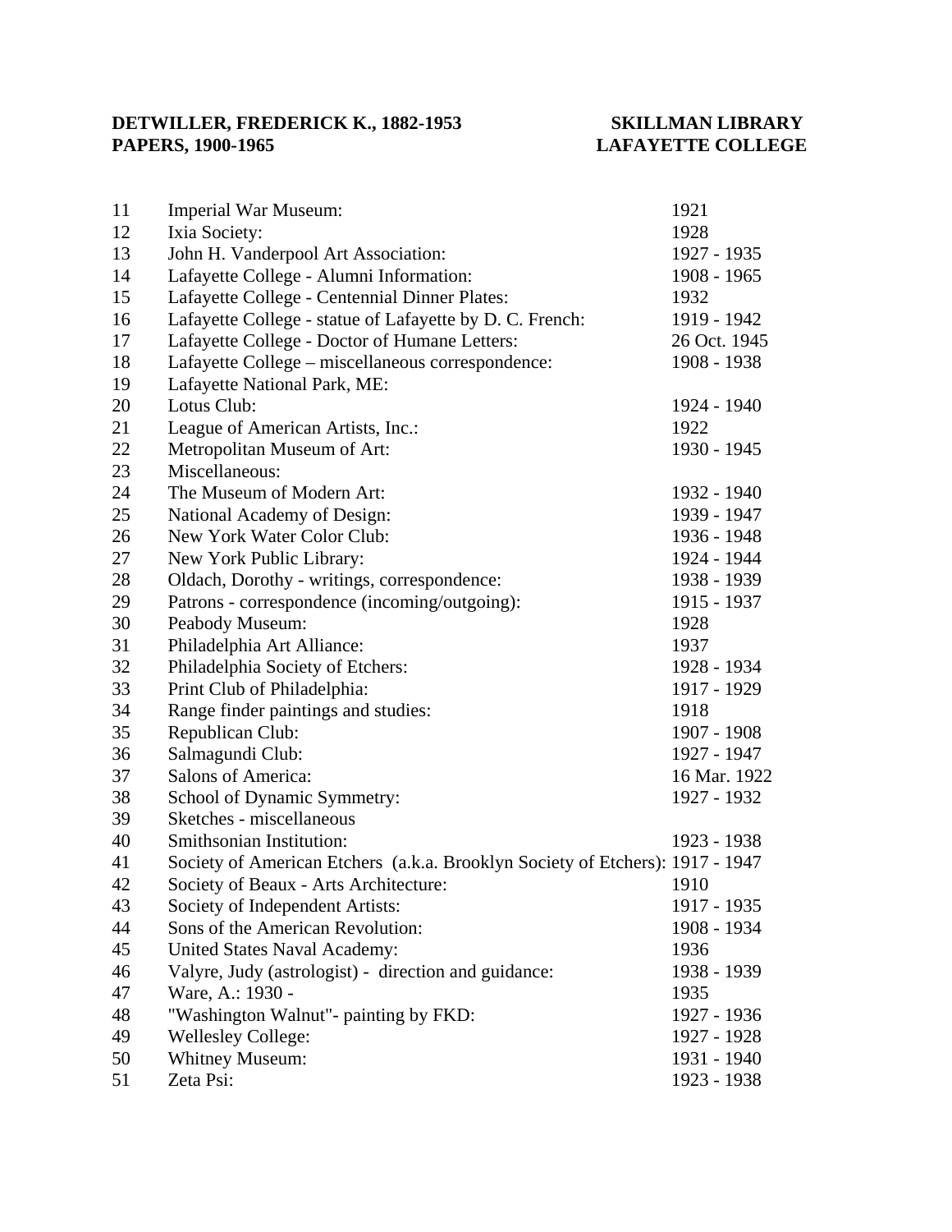**DETWILLER, FREDERICK K., 1882-1953**
**PAPERS, 1900-1965**

**SKILLMAN LIBRARY**
**LAFAYETTE COLLEGE**

| | | |
|---|---|---|
| 11 | Imperial War Museum: | 1921 |
| 12 | Ixia Society: | 1928 |
| 13 | John H. Vanderpool Art Association: | 1927 - 1935 |
| 14 | Lafayette College - Alumni Information: | 1908 - 1965 |
| 15 | Lafayette College - Centennial Dinner Plates: | 1932 |
| 16 | Lafayette College - statue of Lafayette by D. C. French: | 1919 - 1942 |
| 17 | Lafayette College - Doctor of Humane Letters: | 26 Oct. 1945 |
| 18 | Lafayette College – miscellaneous correspondence: | 1908 - 1938 |
| 19 | Lafayette National Park, ME: | |
| 20 | Lotus Club: | 1924 - 1940 |
| 21 | League of American Artists, Inc.: | 1922 |
| 22 | Metropolitan Museum of Art: | 1930 - 1945 |
| 23 | Miscellaneous: | |
| 24 | The Museum of Modern Art: | 1932 - 1940 |
| 25 | National Academy of Design: | 1939 - 1947 |
| 26 | New York Water Color Club: | 1936 - 1948 |
| 27 | New York Public Library: | 1924 - 1944 |
| 28 | Oldach, Dorothy - writings, correspondence: | 1938 - 1939 |
| 29 | Patrons - correspondence (incoming/outgoing): | 1915 - 1937 |
| 30 | Peabody Museum: | 1928 |
| 31 | Philadelphia Art Alliance: | 1937 |
| 32 | Philadelphia Society of Etchers: | 1928 - 1934 |
| 33 | Print Club of Philadelphia: | 1917 - 1929 |
| 34 | Range finder paintings and studies: | 1918 |
| 35 | Republican Club: | 1907 - 1908 |
| 36 | Salmagundi Club: | 1927 - 1947 |
| 37 | Salons of America: | 16 Mar. 1922 |
| 38 | School of Dynamic Symmetry: | 1927 - 1932 |
| 39 | Sketches - miscellaneous | |
| 40 | Smithsonian Institution: | 1923 - 1938 |
| 41 | Society of American Etchers (a.k.a. Brooklyn Society of Etchers): | 1917 - 1947 |
| 42 | Society of Beaux - Arts Architecture: | 1910 |
| 43 | Society of Independent Artists: | 1917 - 1935 |
| 44 | Sons of the American Revolution: | 1908 - 1934 |
| 45 | United States Naval Academy: | 1936 |
| 46 | Valyre, Judy (astrologist) - direction and guidance: | 1938 - 1939 |
| 47 | Ware, A.: 1930 - | 1935 |
| 48 | "Washington Walnut"- painting by FKD: | 1927 - 1936 |
| 49 | Wellesley College: | 1927 - 1928 |
| 50 | Whitney Museum: | 1931 - 1940 |
| 51 | Zeta Psi: | 1923 - 1938 |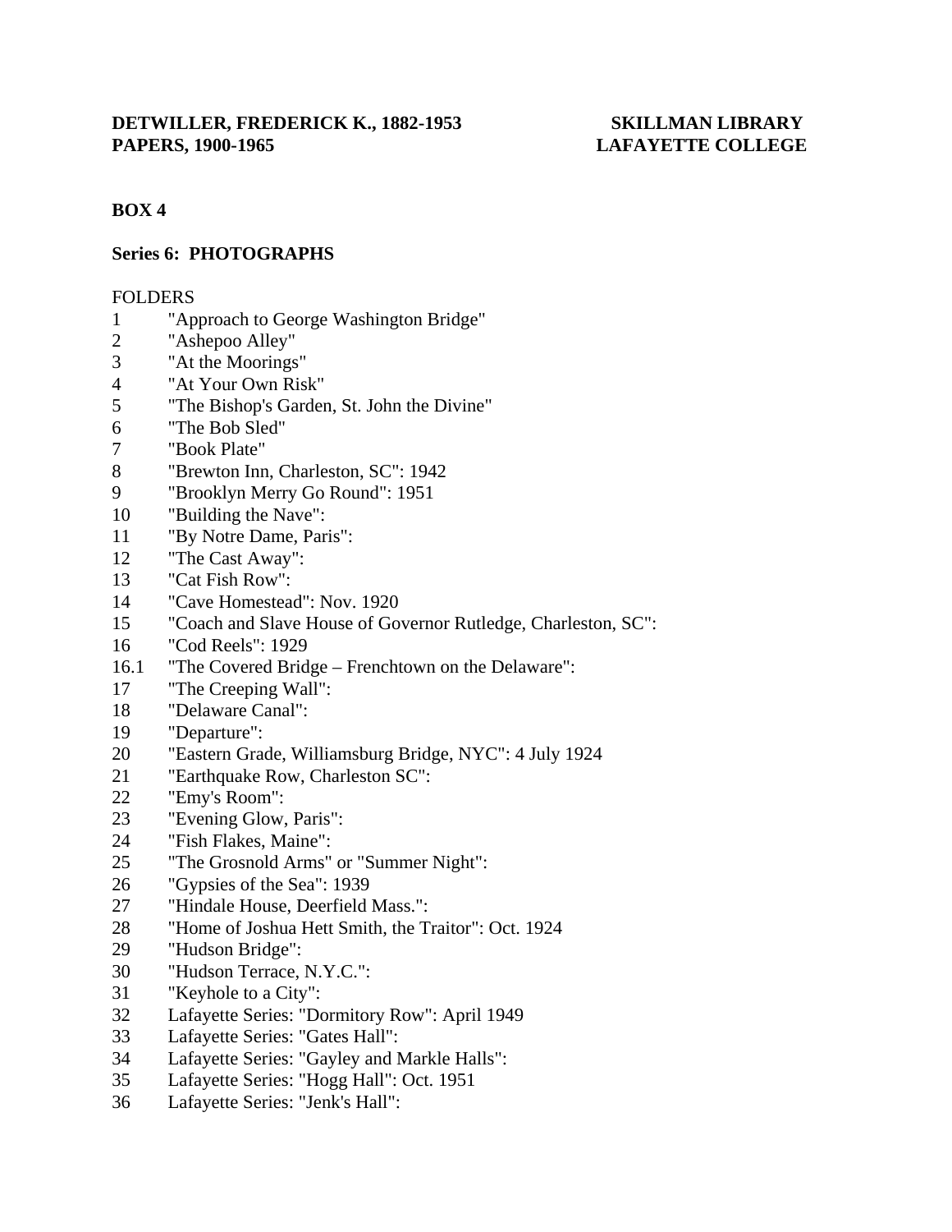**DETWILLER, FREDERICK K., 1882-1953**
**PAPERS, 1900-1965**

**SKILLMAN LIBRARY**
**LAFAYETTE COLLEGE**

**BOX 4**

**Series 6: PHOTOGRAPHS**

FOLDERS

| | |
|---|---|
| 1 | "Approach to George Washington Bridge" |
| 2 | "Ashepoo Alley" |
| 3 | "At the Moorings" |
| 4 | "At Your Own Risk" |
| 5 | "The Bishop's Garden, St. John the Divine" |
| 6 | "The Bob Sled" |
| 7 | "Book Plate" |
| 8 | "Brewton Inn, Charleston, SC": 1942 |
| 9 | "Brooklyn Merry Go Round": 1951 |
| 10 | "Building the Nave": |
| 11 | "By Notre Dame, Paris": |
| 12 | "The Cast Away": |
| 13 | "Cat Fish Row": |
| 14 | "Cave Homestead": Nov. 1920 |
| 15 | "Coach and Slave House of Governor Rutledge, Charleston, SC": |
| 16 | "Cod Reels": 1929 |
| 16.1 | "The Covered Bridge – Frenchtown on the Delaware": |
| 17 | "The Creeping Wall": |
| 18 | "Delaware Canal": |
| 19 | "Departure": |
| 20 | "Eastern Grade, Williamsburg Bridge, NYC": 4 July 1924 |
| 21 | "Earthquake Row, Charleston SC": |
| 22 | "Emy's Room": |
| 23 | "Evening Glow, Paris": |
| 24 | "Fish Flakes, Maine": |
| 25 | "The Grosnold Arms" or "Summer Night": |
| 26 | "Gypsies of the Sea": 1939 |
| 27 | "Hindale House, Deerfield Mass.": |
| 28 | "Home of Joshua Hett Smith, the Traitor": Oct. 1924 |
| 29 | "Hudson Bridge": |
| 30 | "Hudson Terrace, N.Y.C.": |
| 31 | "Keyhole to a City": |
| 32 | Lafayette Series: "Dormitory Row": April 1949 |
| 33 | Lafayette Series: "Gates Hall": |
| 34 | Lafayette Series: "Gayley and Markle Halls": |
| 35 | Lafayette Series: "Hogg Hall": Oct. 1951 |
| 36 | Lafayette Series: "Jenk's Hall": |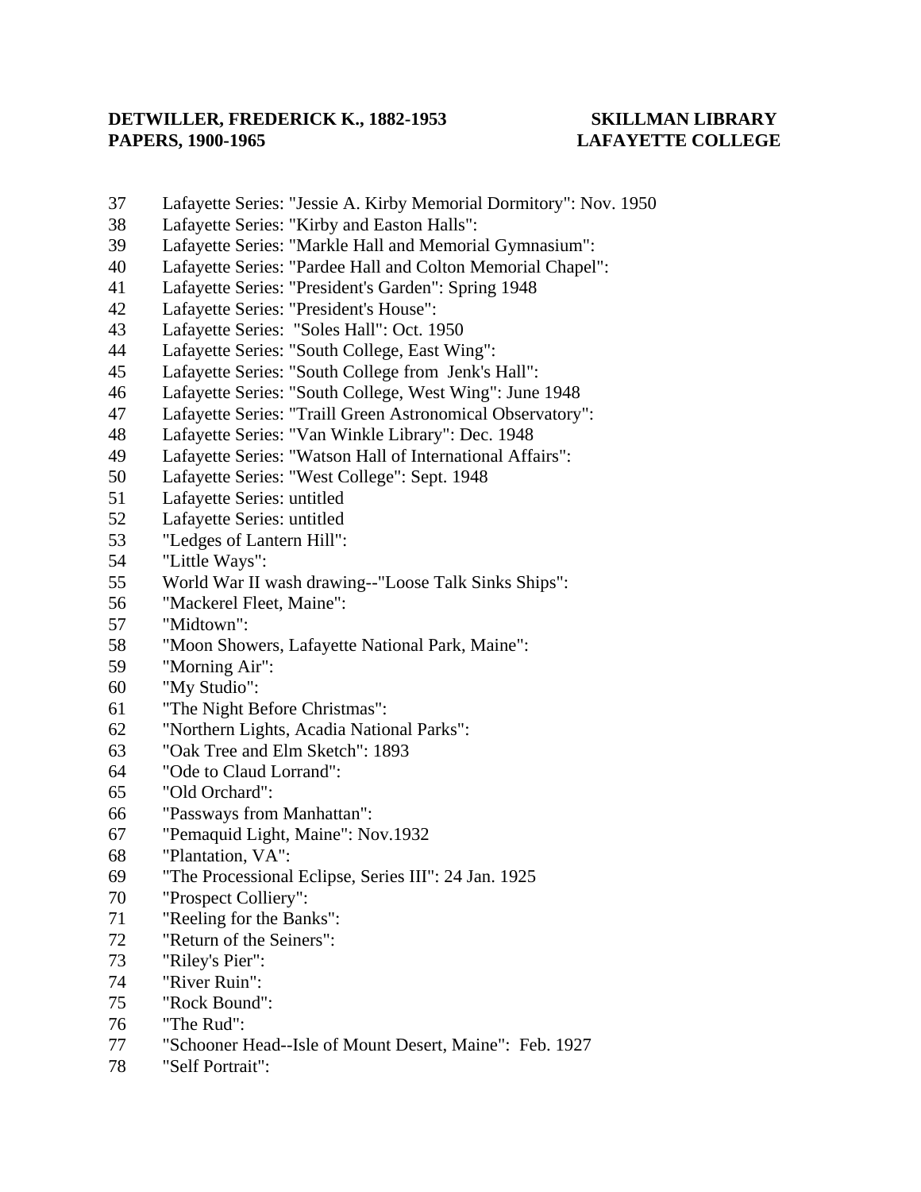37 Lafayette Series: "Jessie A. Kirby Memorial Dormitory": Nov. 1950
38 Lafayette Series: "Kirby and Easton Halls":
39 Lafayette Series: "Markle Hall and Memorial Gymnasium":
40 Lafayette Series: "Pardee Hall and Colton Memorial Chapel":
41 Lafayette Series: "President's Garden": Spring 1948
42 Lafayette Series: "President's House":
43 Lafayette Series: "Soles Hall": Oct. 1950
44 Lafayette Series: "South College, East Wing":
45 Lafayette Series: "South College from Jenk's Hall":
46 Lafayette Series: "South College, West Wing": June 1948
47 Lafayette Series: "Traill Green Astronomical Observatory":
48 Lafayette Series: "Van Winkle Library": Dec. 1948
49 Lafayette Series: "Watson Hall of International Affairs":
50 Lafayette Series: "West College": Sept. 1948
51 Lafayette Series: untitled
52 Lafayette Series: untitled
53 "Ledges of Lantern Hill":
54 "Little Ways":
55 World War II wash drawing--"Loose Talk Sinks Ships":
56 "Mackerel Fleet, Maine":
57 "Midtown":
58 "Moon Showers, Lafayette National Park, Maine":
59 "Morning Air":
60 "My Studio":
61 "The Night Before Christmas":
62 "Northern Lights, Acadia National Parks":
63 "Oak Tree and Elm Sketch": 1893
64 "Ode to Claud Lorrand":
65 "Old Orchard":
66 "Passways from Manhattan":
67 "Pemaquid Light, Maine": Nov.1932
68 "Plantation, VA":
69 "The Processional Eclipse, Series III": 24 Jan. 1925
70 "Prospect Colliery":
71 "Reeling for the Banks":
72 "Return of the Seiners":
73 "Riley's Pier":
74 "River Ruin":
75 "Rock Bound":
76 "The Rud":
77 "Schooner Head--Isle of Mount Desert, Maine": Feb. 1927
78 "Self Portrait":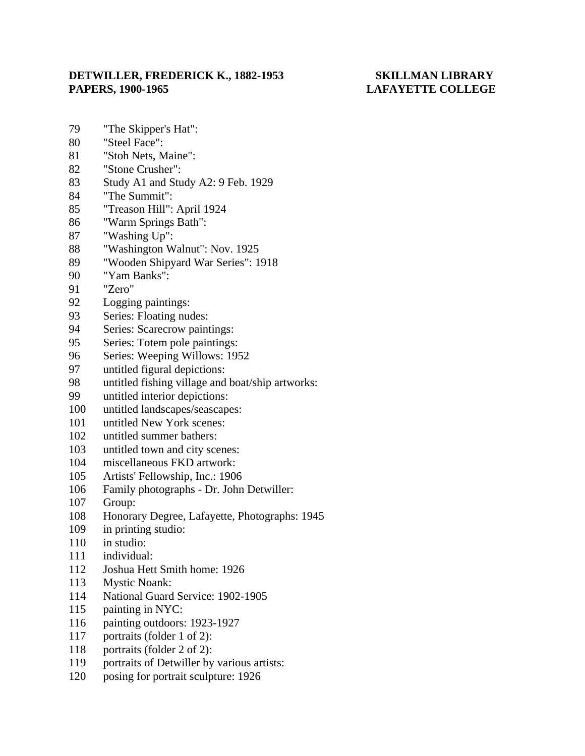79 "The Skipper's Hat":
80 "Steel Face":
81 "Stoh Nets, Maine":
82 "Stone Crusher":
83 Study A1 and Study A2: 9 Feb. 1929
84 "The Summit":
85 "Treason Hill": April 1924
86 "Warm Springs Bath":
87 "Washing Up":
88 "Washington Walnut": Nov. 1925
89 "Wooden Shipyard War Series": 1918
90 "Yam Banks":
91 "Zero"
92 Logging paintings:
93 Series: Floating nudes:
94 Series: Scarecrow paintings:
95 Series: Totem pole paintings:
96 Series: Weeping Willows: 1952
97 untitled figural depictions:
98 untitled fishing village and boat/ship artworks:
99 untitled interior depictions:
100 untitled landscapes/seascapes:
101 untitled New York scenes:
102 untitled summer bathers:
103 untitled town and city scenes:
104 miscellaneous FKD artwork:
105 Artists' Fellowship, Inc.: 1906
106 Family photographs - Dr. John Detwiller:
107 Group:
108 Honorary Degree, Lafayette, Photographs: 1945
109 in printing studio:
110 in studio:
111 individual:
112 Joshua Hett Smith home: 1926
113 Mystic Noank:
114 National Guard Service: 1902-1905
115 painting in NYC:
116 painting outdoors: 1923-1927
117 portraits (folder 1 of 2):
118 portraits (folder 2 of 2):
119 portraits of Detwiller by various artists:
120 posing for portrait sculpture: 1926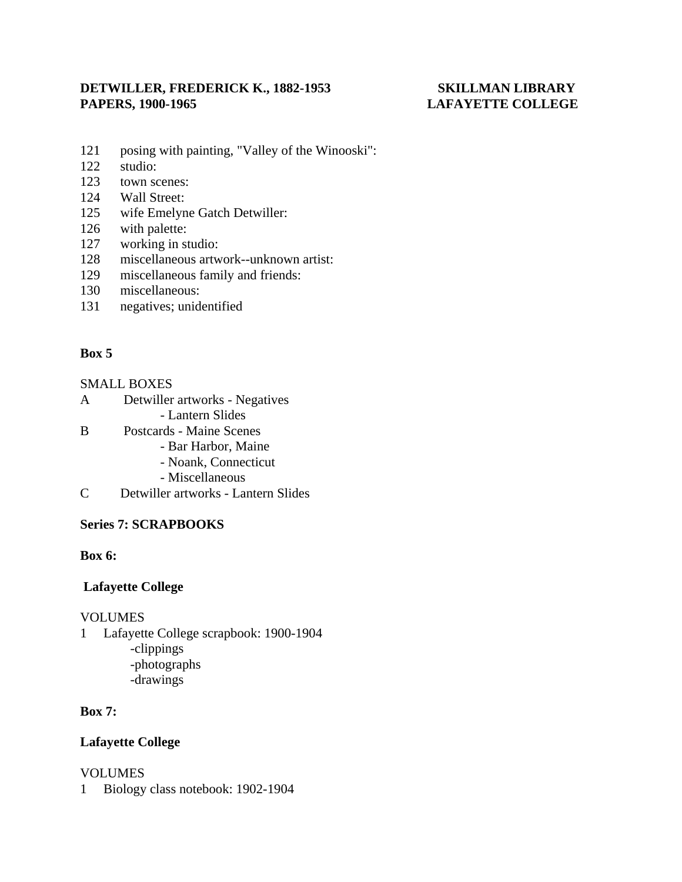121 posing with painting, "Valley of the Winooski":
122 studio:
123 town scenes:
124 Wall Street:
125 wife Emelyne Gatch Detwiller:
126 with palette:
127 working in studio:
128 miscellaneous artwork--unknown artist:
129 miscellaneous family and friends:
130 miscellaneous:
131 negatives; unidentified

**Box 5**

SMALL BOXES

A Detwiller artworks - Negatives
- Lantern Slides

B Postcards - Maine Scenes
- Bar Harbor, Maine
- Noank, Connecticut
- Miscellaneous

C Detwiller artworks - Lantern Slides

**Series 7: SCRAPBOOKS**

**Box 6:**

**Lafayette College**

VOLUMES

1 Lafayette College scrapbook: 1900-1904
-clippings
-photographs
-drawings

**Box 7:**

**Lafayette College**

VOLUMES

1 Biology class notebook: 1902-1904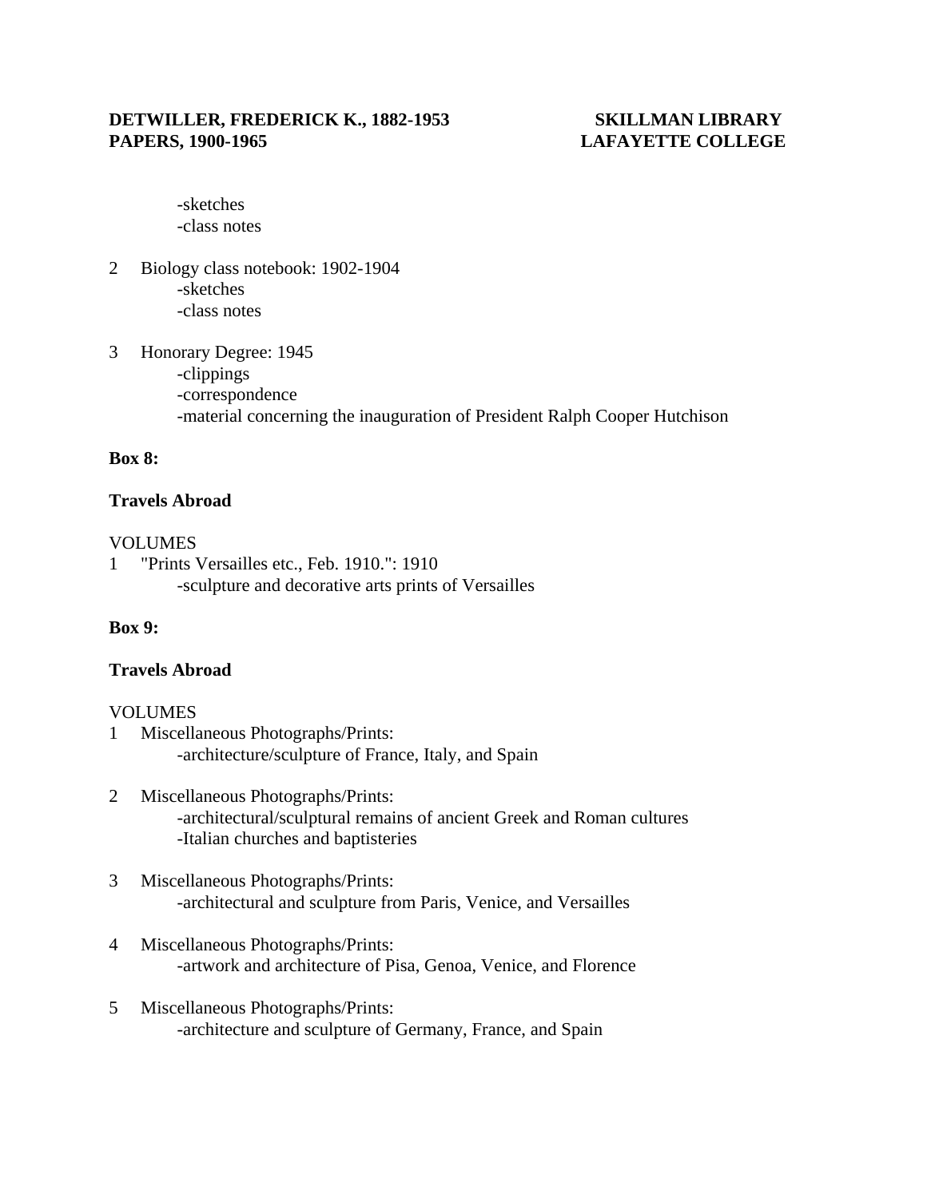-sketches
-class notes

2 Biology class notebook: 1902-1904
  - -sketches
  - -class notes

3 Honorary Degree: 1945
  - -clippings
  - -correspondence
  - -material concerning the inauguration of President Ralph Cooper Hutchison

**Box 8:**

**Travels Abroad**

VOLUMES

1 "Prints Versailles etc., Feb. 1910.": 1910
  - -sculpture and decorative arts prints of Versailles

**Box 9:**

**Travels Abroad**

VOLUMES

1 Miscellaneous Photographs/Prints:
  - -architecture/sculpture of France, Italy, and Spain

2 Miscellaneous Photographs/Prints:
  - -architectural/sculptural remains of ancient Greek and Roman cultures
  - -Italian churches and baptisteries

3 Miscellaneous Photographs/Prints:
  - -architectural and sculpture from Paris, Venice, and Versailles

4 Miscellaneous Photographs/Prints:
  - -artwork and architecture of Pisa, Genoa, Venice, and Florence

5 Miscellaneous Photographs/Prints:
  - -architecture and sculpture of Germany, France, and Spain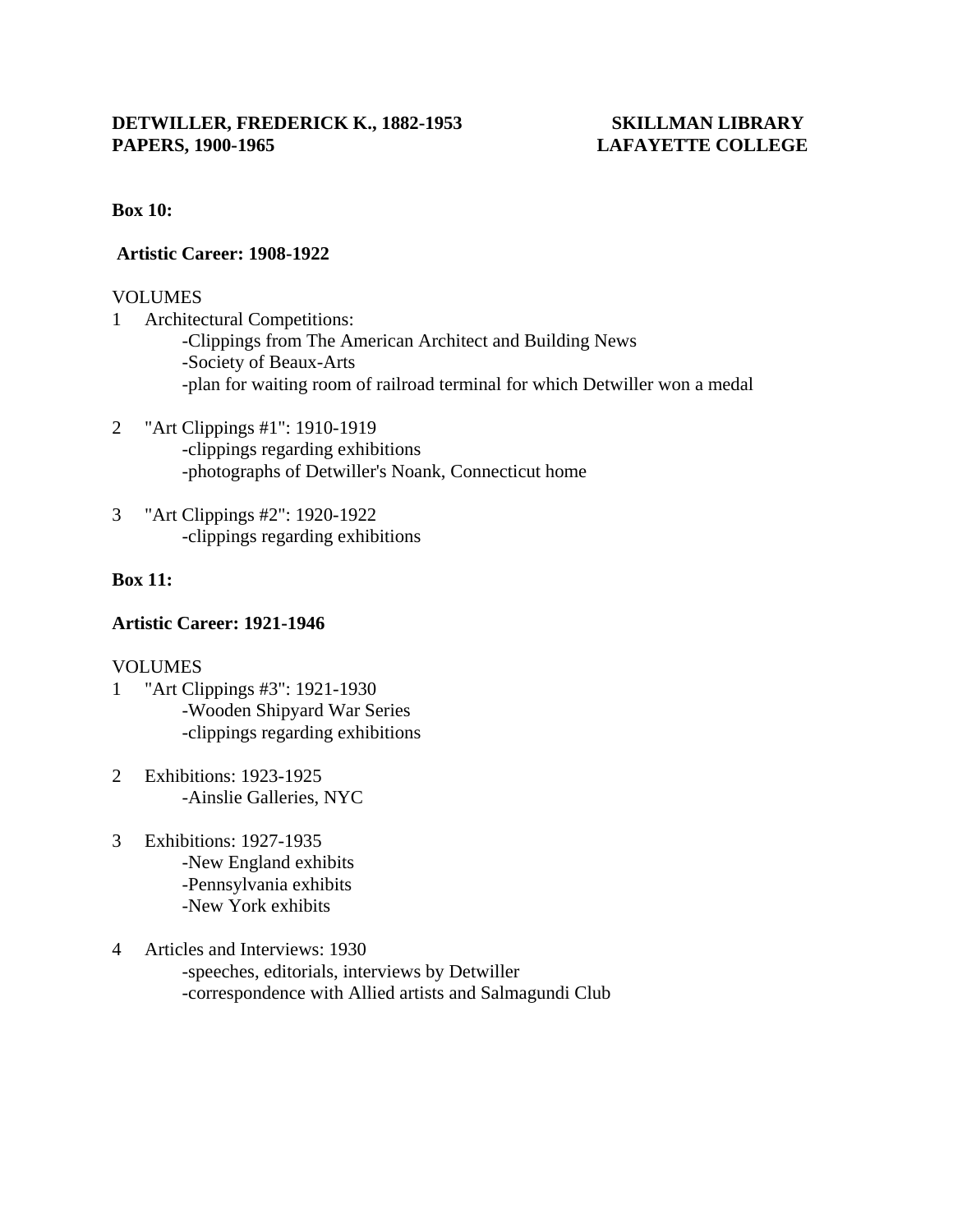**DETWILLER, FREDERICK K., 1882-1953**
**PAPERS, 1900-1965**

**SKILLMAN LIBRARY**
**LAFAYETTE COLLEGE**

**Box 10:**

**Artistic Career: 1908-1922**

VOLUMES

1 Architectural Competitions:
   - Clippings from The American Architect and Building News
   - Society of Beaux-Arts
   - plan for waiting room of railroad terminal for which Detwiller won a medal

2 "Art Clippings #1": 1910-1919
   - clippings regarding exhibitions
   - photographs of Detwiller's Noank, Connecticut home

3 "Art Clippings #2": 1920-1922
   - clippings regarding exhibitions

**Box 11:**

**Artistic Career: 1921-1946**

VOLUMES

1 "Art Clippings #3": 1921-1930
   - Wooden Shipyard War Series
   - clippings regarding exhibitions

2 Exhibitions: 1923-1925
   - Ainslie Galleries, NYC

3 Exhibitions: 1927-1935
   - New England exhibits
   - Pennsylvania exhibits
   - New York exhibits

4 Articles and Interviews: 1930
   - speeches, editorials, interviews by Detwiller
   - correspondence with Allied artists and Salmagundi Club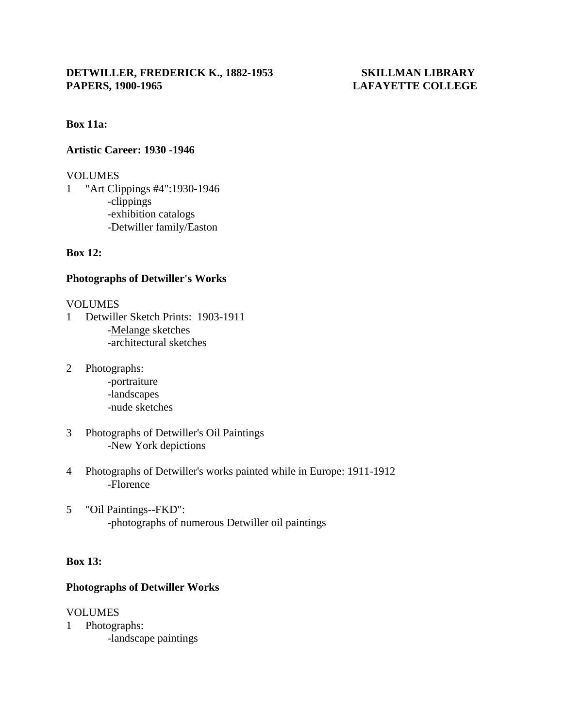**DETWILLER, FREDERICK K., 1882-1953**
**PAPERS, 1900-1965**

**SKILLMAN LIBRARY**
**LAFAYETTE COLLEGE**

**Box 11a:**

**Artistic Career: 1930 -1946**

VOLUMES

1 "Art Clippings #4":1930-1946
 - -clippings
 - -exhibition catalogs
 - -Detwiller family/Easton

**Box 12:**

**Photographs of Detwiller's Works**

VOLUMES

1 Detwiller Sketch Prints: 1903-1911
 - -<u>Melange</u> sketches
 - -architectural sketches

2 Photographs:
 - -portraiture
 - -landscapes
 - -nude sketches

3 Photographs of Detwiller's Oil Paintings
 - -New York depictions

4 Photographs of Detwiller's works painted while in Europe: 1911-1912
 - -Florence

5 "Oil Paintings--FKD":
 - -photographs of numerous Detwiller oil paintings

**Box 13:**

**Photographs of Detwiller Works**

VOLUMES

1 Photographs:
 - -landscape paintings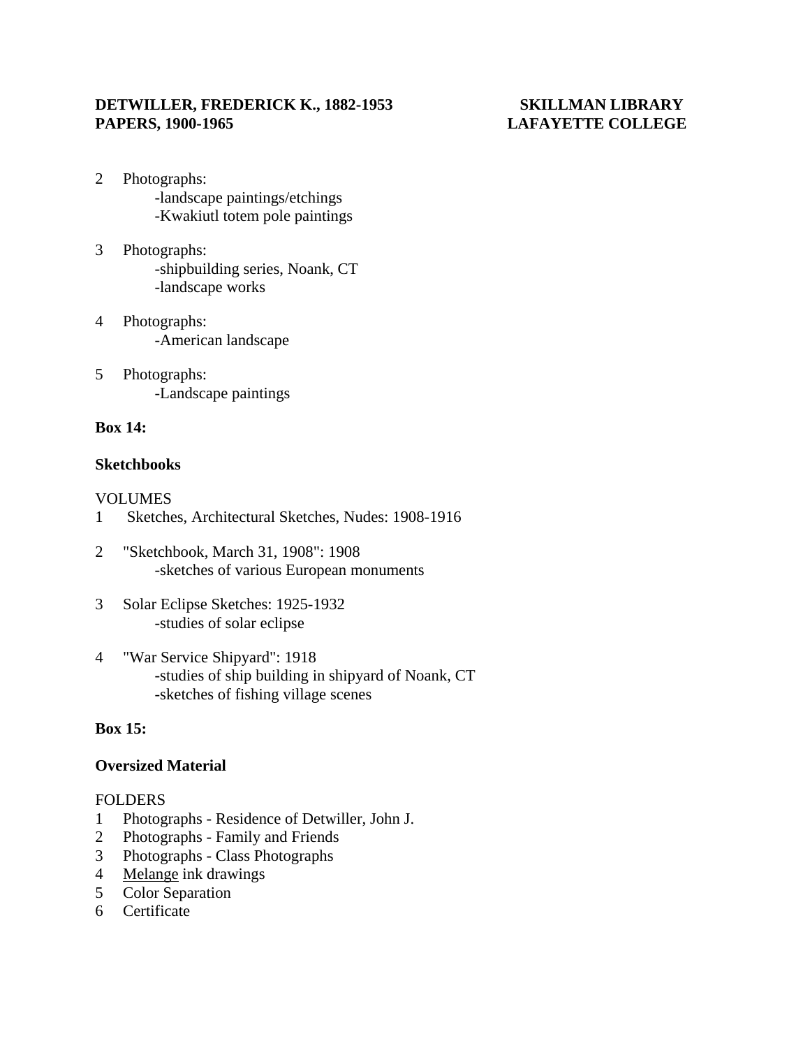2 Photographs:
    -landscape paintings/etchings
    -Kwakiutl totem pole paintings

3 Photographs:
    -shipbuilding series, Noank, CT
    -landscape works

4 Photographs:
    -American landscape

5 Photographs:
    -Landscape paintings

**Box 14:**

**Sketchbooks**

VOLUMES

1 Sketches, Architectural Sketches, Nudes: 1908-1916

2 "Sketchbook, March 31, 1908": 1908
    -sketches of various European monuments

3 Solar Eclipse Sketches: 1925-1932
    -studies of solar eclipse

4 "War Service Shipyard": 1918
    -studies of ship building in shipyard of Noank, CT
    -sketches of fishing village scenes

**Box 15:**

**Oversized Material**

FOLDERS

1 Photographs - Residence of Detwiller, John J.
2 Photographs - Family and Friends
3 Photographs - Class Photographs
4 Melange ink drawings
5 Color Separation
6 Certificate